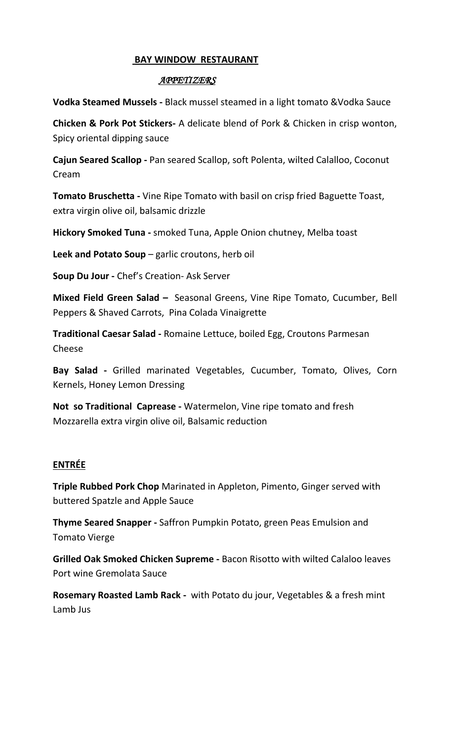# BAY WINDOW RESTAURANT

## *APPETIZERS*

**Vodka Steamed Mussels -** Black mussel steamed in a light tomato &Vodka Sauce

**Chicken & Pork Pot Stickers-** A delicate blend of Pork & Chicken in crisp wonton, Spicy oriental dipping sauce

**Cajun Seared Scallop -** Pan seared Scallop, soft Polenta, wilted Calalloo, Coconut Cream

**Tomato Bruschetta -** Vine Ripe Tomato with basil on crisp fried Baguette Toast, extra virgin olive oil, balsamic drizzle

**Hickory Smoked Tuna -** smoked Tuna, Apple Onion chutney, Melba toast

**Leek and Potato Soup** – garlic croutons, herb oil

**Soup Du Jour -** Chef's Creation- Ask Server

**Mixed Field Green Salad –** Seasonal Greens, Vine Ripe Tomato, Cucumber, Bell Peppers & Shaved Carrots, Pina Colada Vinaigrette

**Traditional Caesar Salad -** Romaine Lettuce, boiled Egg, Croutons Parmesan Cheese

**Bay Salad -** Grilled marinated Vegetables, Cucumber, Tomato, Olives, Corn Kernels, Honey Lemon Dressing

**Not so Traditional Caprease -** Watermelon, Vine ripe tomato and fresh Mozzarella extra virgin olive oil, Balsamic reduction

## ENTRÉE

**Triple Rubbed Pork Chop** Marinated in Appleton, Pimento, Ginger served with buttered Spatzle and Apple Sauce

**Thyme Seared Snapper -** Saffron Pumpkin Potato, green Peas Emulsion and Tomato Vierge

**Grilled Oak Smoked Chicken Supreme -** Bacon Risotto with wilted Calaloo leaves Port wine Gremolata Sauce

**Rosemary Roasted Lamb Rack -** with Potato du jour, Vegetables & a fresh mint Lamb Jus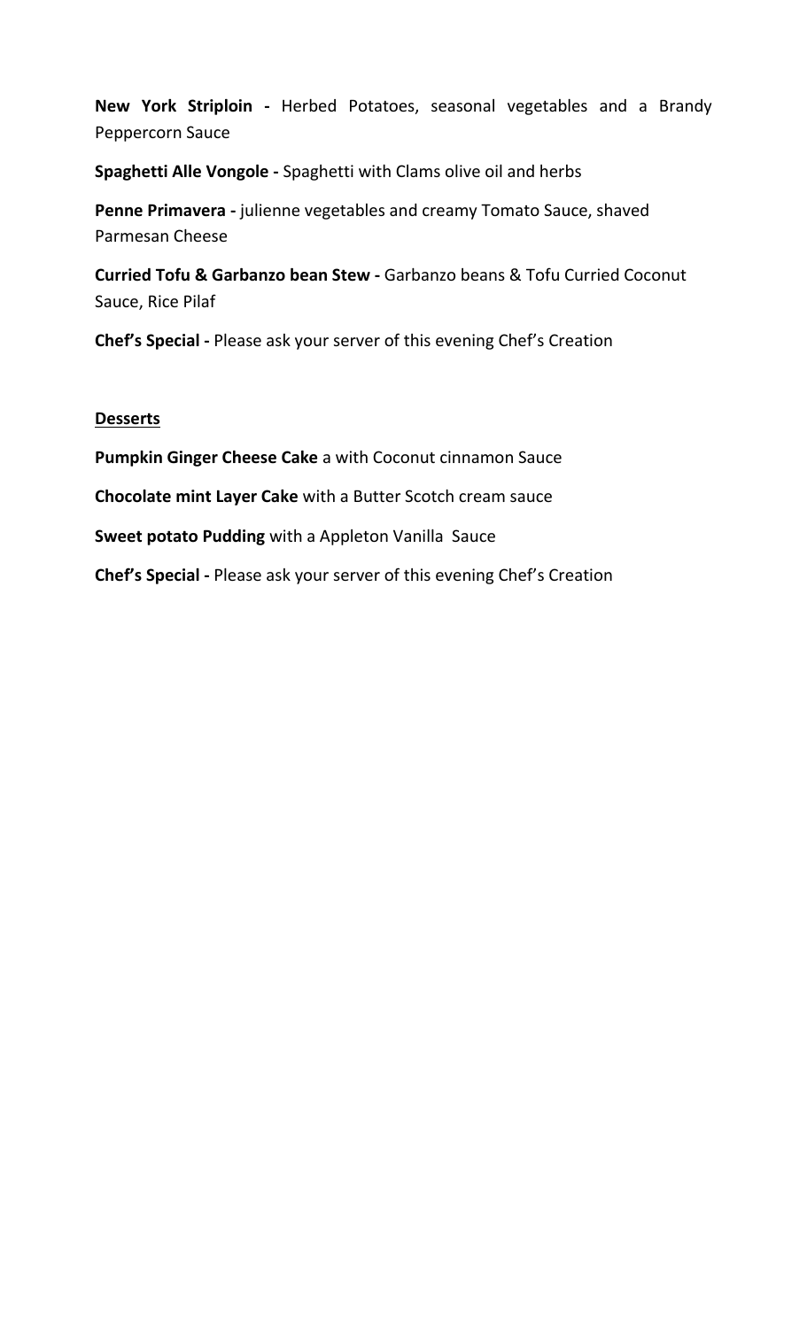**New York Striploin -** Herbed Potatoes, seasonal vegetables and a Brandy Peppercorn Sauce

**Spaghetti Alle Vongole -** Spaghetti with Clams olive oil and herbs

**Penne Primavera -** julienne vegetables and creamy Tomato Sauce, shaved Parmesan Cheese

**Curried Tofu & Garbanzo bean Stew -** Garbanzo beans & Tofu Curried Coconut Sauce, Rice Pilaf

**Chef's Special -** Please ask your server of this evening Chef's Creation

**Desserts**

**Pumpkin Ginger Cheese Cake** a with Coconut cinnamon Sauce

**Chocolate mint Layer Cake** with a Butter Scotch cream sauce

**Sweet potato Pudding** with a Appleton Vanilla Sauce

**Chef's Special -** Please ask your server of this evening Chef's Creation